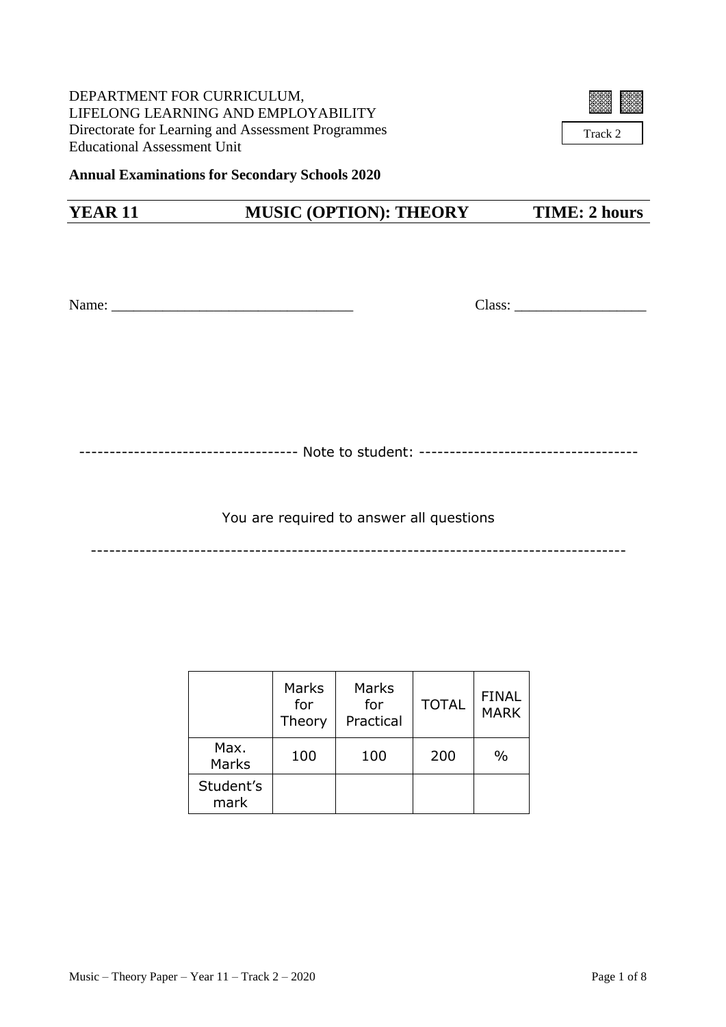DEPARTMENT FOR CURRICULUM,
LIFELONG LEARNING AND EMPLOYABILITY
Directorate for Learning and Assessment Programmes
Educational Assessment Unit

Track 2

**Annual Examinations for Secondary Schools 2020**

## YEAR 11 — MUSIC (OPTION): THEORY — TIME: 2 hours

Name: ________________________________ Class: _________________

------------------------------------ Note to student: ------------------------------------

You are required to answer all questions

--------------------------------------------------------------------------------------

| | Marks for Theory | Marks for Practical | TOTAL | FINAL MARK |
|---|---|---|---|---|
| Max. Marks | 100 | 100 | 200 | % |
| Student's mark | | | | |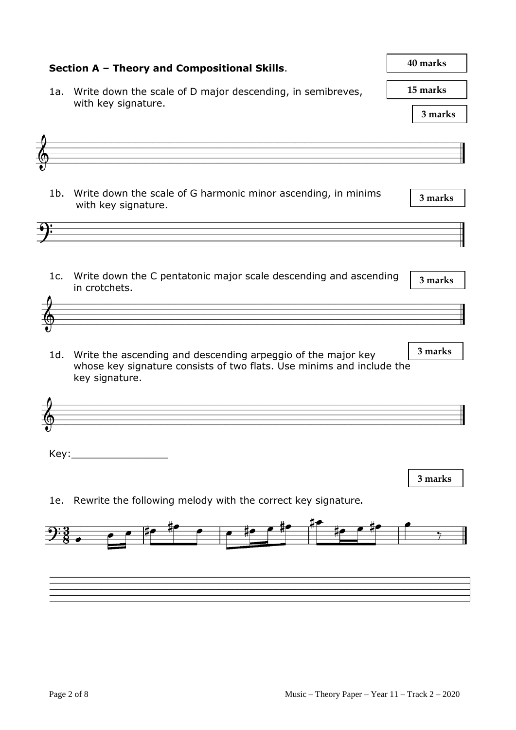## Section A – Theory and Compositional Skills.

**40 marks**

**15 marks**

1a. Write down the scale of D major descending, in semibreves, with key signature.

**3 marks**

1b. Write down the scale of G harmonic minor ascending, in minims with key signature.

**3 marks**

1c. Write down the C pentatonic major scale descending and ascending in crotchets.

**3 marks**

1d. Write the ascending and descending arpeggio of the major key whose key signature consists of two flats. Use minims and include the key signature.

**3 marks**

Key:________________

**3 marks**

1e. Rewrite the following melody with the correct key signature.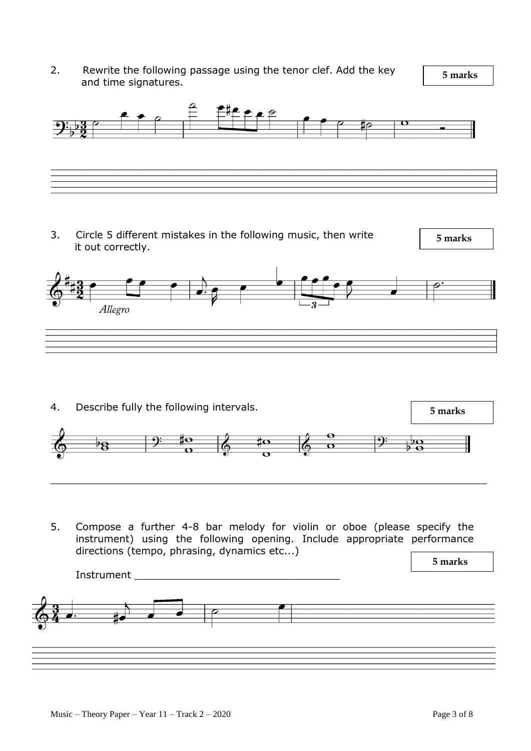2. Rewrite the following passage using the tenor clef. Add the key and time signatures.

**5 marks**

3. Circle 5 different mistakes in the following music, then write it out correctly.

**5 marks**

*Allegro*

4. Describe fully the following intervals.

**5 marks**

5. Compose a further 4-8 bar melody for violin or oboe (please specify the instrument) using the following opening. Include appropriate performance directions (tempo, phrasing, dynamics etc...)

**5 marks**

Instrument ________________________________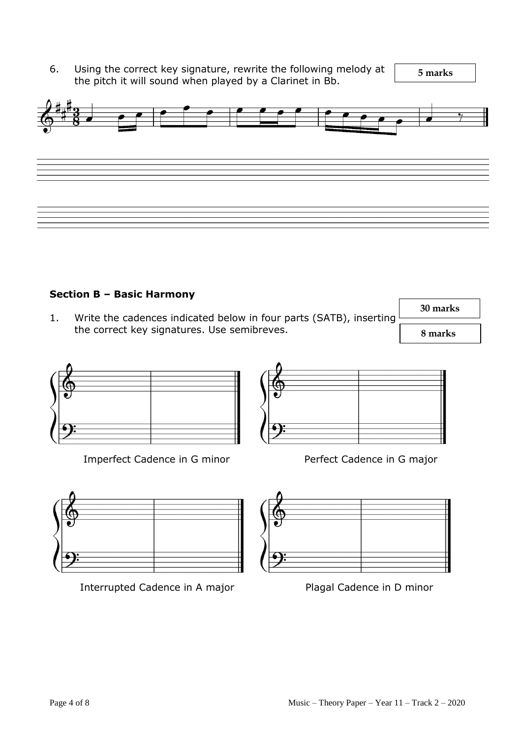6. Using the correct key signature, rewrite the following melody at the pitch it will sound when played by a Clarinet in Bb.

**5 marks**

## Section B – Basic Harmony

**30 marks**

1. Write the cadences indicated below in four parts (SATB), inserting the correct key signatures. Use semibreves.

**8 marks**

Imperfect Cadence in G minor

Perfect Cadence in G major

Interrupted Cadence in A major

Plagal Cadence in D minor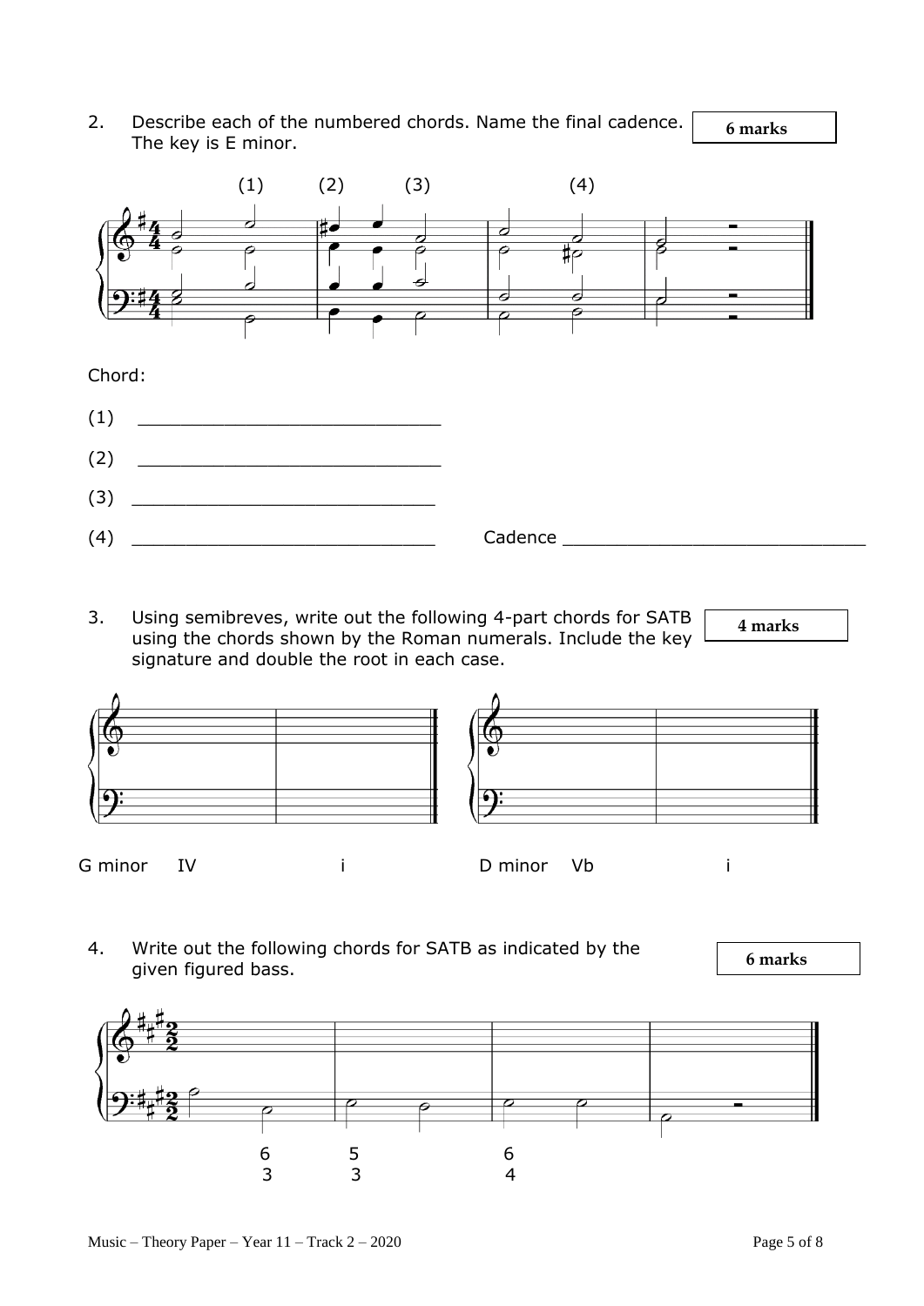2. Describe each of the numbered chords. Name the final cadence. The key is E minor.

**6 marks**

(1) (2) (3) (4)

Chord:

(1) ___________________________

(2) ___________________________

(3) ___________________________

(4) ___________________________ Cadence ___________________________

3. Using semibreves, write out the following 4-part chords for SATB using the chords shown by the Roman numerals. Include the key signature and double the root in each case.

**4 marks**

G minor IV i

D minor Vb i

4. Write out the following chords for SATB as indicated by the given figured bass.

**6 marks**

| | | | |
|---|---|---|---|
| 6 | 5 | | 6 |
| 3 | 3 | | 4 |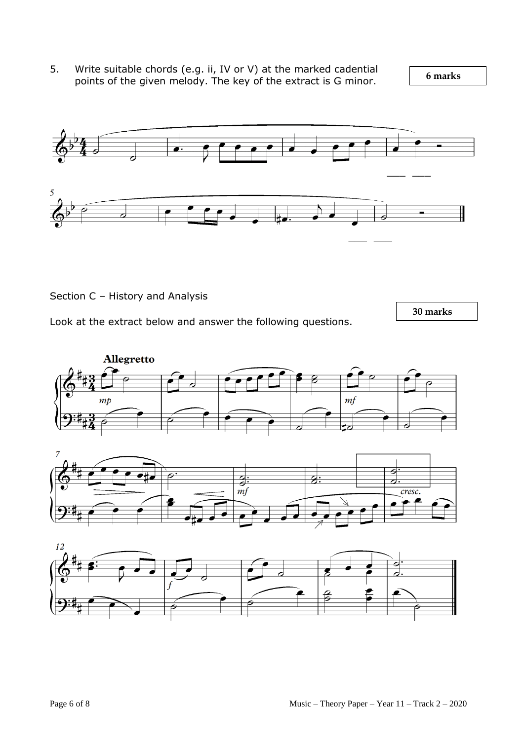5. Write suitable chords (e.g. ii, IV or V) at the marked cadential points of the given melody. The key of the extract is G minor.

**6 marks**

Section C – History and Analysis

**30 marks**

Look at the extract below and answer the following questions.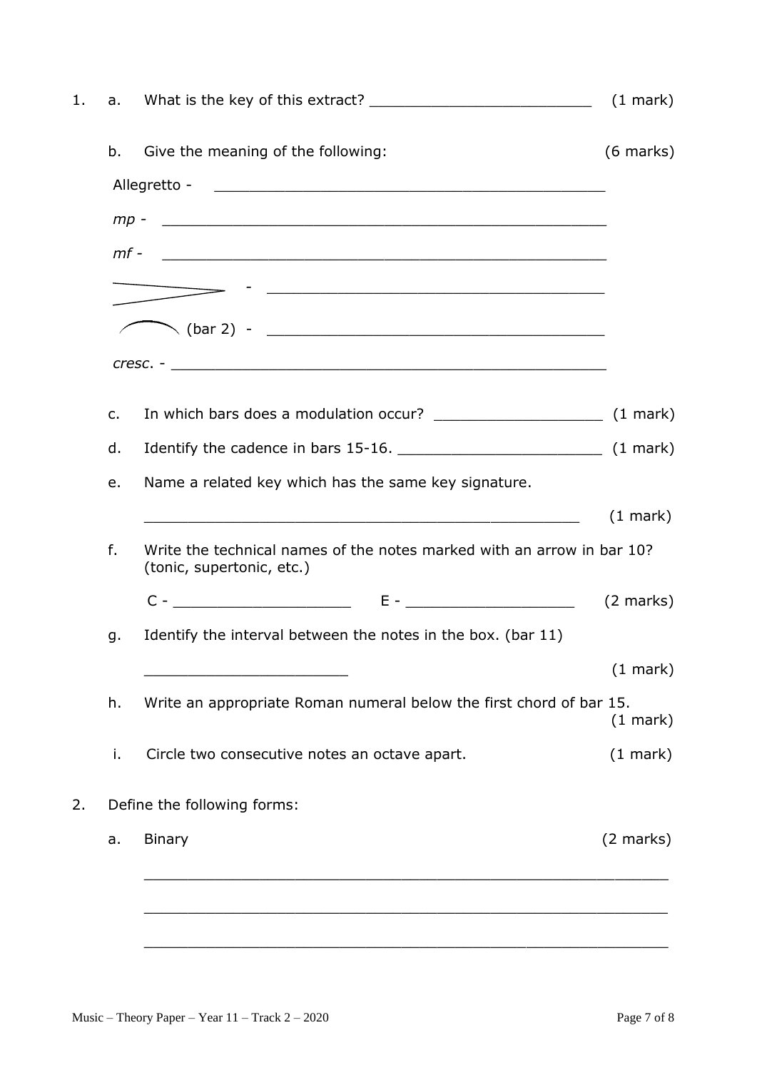1. a. What is the key of this extract? ________________________ (1 mark)

   b. Give the meaning of the following: (6 marks)

   Allegretto - ____________________________________________

   *mp* - ____________________________________________

   *mf* - ____________________________________________

   > - ____________________________________________

   ⌒ (bar 2) - ____________________________________________

   *cresc*. - ____________________________________________

   c. In which bars does a modulation occur? ___________________ (1 mark)

   d. Identify the cadence in bars 15-16. _______________________ (1 mark)

   e. Name a related key which has the same key signature.

   ________________________________________________ (1 mark)

   f. Write the technical names of the notes marked with an arrow in bar 10? (tonic, supertonic, etc.)

   C - ___________________ E - ___________________ (2 marks)

   g. Identify the interval between the notes in the box. (bar 11)

   ______________________ (1 mark)

   h. Write an appropriate Roman numeral below the first chord of bar 15. (1 mark)

   i. Circle two consecutive notes an octave apart. (1 mark)

2. Define the following forms:

   a. Binary (2 marks)

   ________________________________________________________

   ________________________________________________________

   ________________________________________________________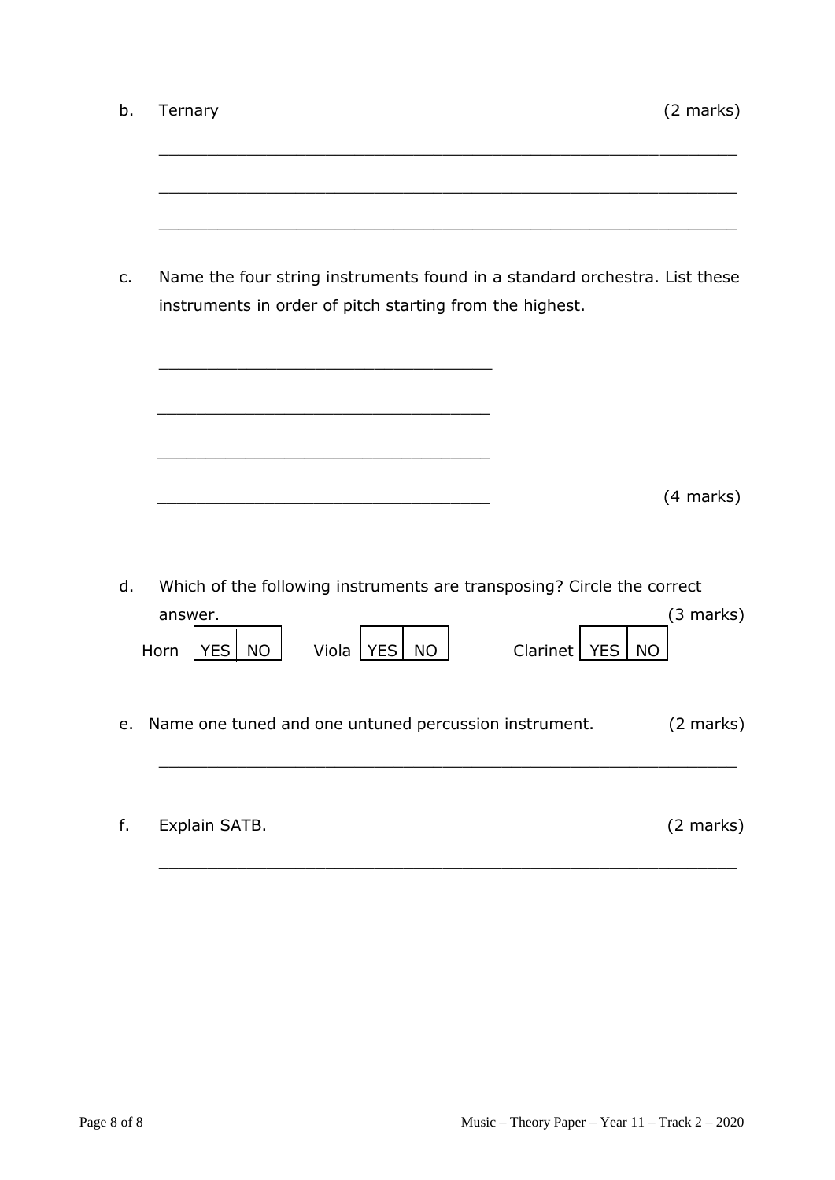b. Ternary (2 marks)

\_\_\_\_\_\_\_\_\_\_\_\_\_\_\_\_\_\_\_\_\_\_\_\_\_\_\_\_\_\_\_\_\_\_\_\_\_\_\_\_\_\_\_\_\_\_\_\_\_\_\_\_

\_\_\_\_\_\_\_\_\_\_\_\_\_\_\_\_\_\_\_\_\_\_\_\_\_\_\_\_\_\_\_\_\_\_\_\_\_\_\_\_\_\_\_\_\_\_\_\_\_\_\_\_

\_\_\_\_\_\_\_\_\_\_\_\_\_\_\_\_\_\_\_\_\_\_\_\_\_\_\_\_\_\_\_\_\_\_\_\_\_\_\_\_\_\_\_\_\_\_\_\_\_\_\_\_

c. Name the four string instruments found in a standard orchestra. List these instruments in order of pitch starting from the highest.

\_\_\_\_\_\_\_\_\_\_\_\_\_\_\_\_\_\_\_\_\_\_\_\_\_\_\_\_\_\_\_\_

\_\_\_\_\_\_\_\_\_\_\_\_\_\_\_\_\_\_\_\_\_\_\_\_\_\_\_\_\_\_\_\_

\_\_\_\_\_\_\_\_\_\_\_\_\_\_\_\_\_\_\_\_\_\_\_\_\_\_\_\_\_\_\_\_

\_\_\_\_\_\_\_\_\_\_\_\_\_\_\_\_\_\_\_\_\_\_\_\_\_\_\_\_\_\_\_\_ (4 marks)

d. Which of the following instruments are transposing? Circle the correct answer. (3 marks)

| | | | | | | | | |
|---|---|---|---|---|---|---|---|---|
| Horn | YES | NO | Viola | YES | NO | Clarinet | YES | NO |

e. Name one tuned and one untuned percussion instrument. (2 marks)

\_\_\_\_\_\_\_\_\_\_\_\_\_\_\_\_\_\_\_\_\_\_\_\_\_\_\_\_\_\_\_\_\_\_\_\_\_\_\_\_\_\_\_\_\_\_\_\_\_\_\_\_

f. Explain SATB. (2 marks)

\_\_\_\_\_\_\_\_\_\_\_\_\_\_\_\_\_\_\_\_\_\_\_\_\_\_\_\_\_\_\_\_\_\_\_\_\_\_\_\_\_\_\_\_\_\_\_\_\_\_\_\_